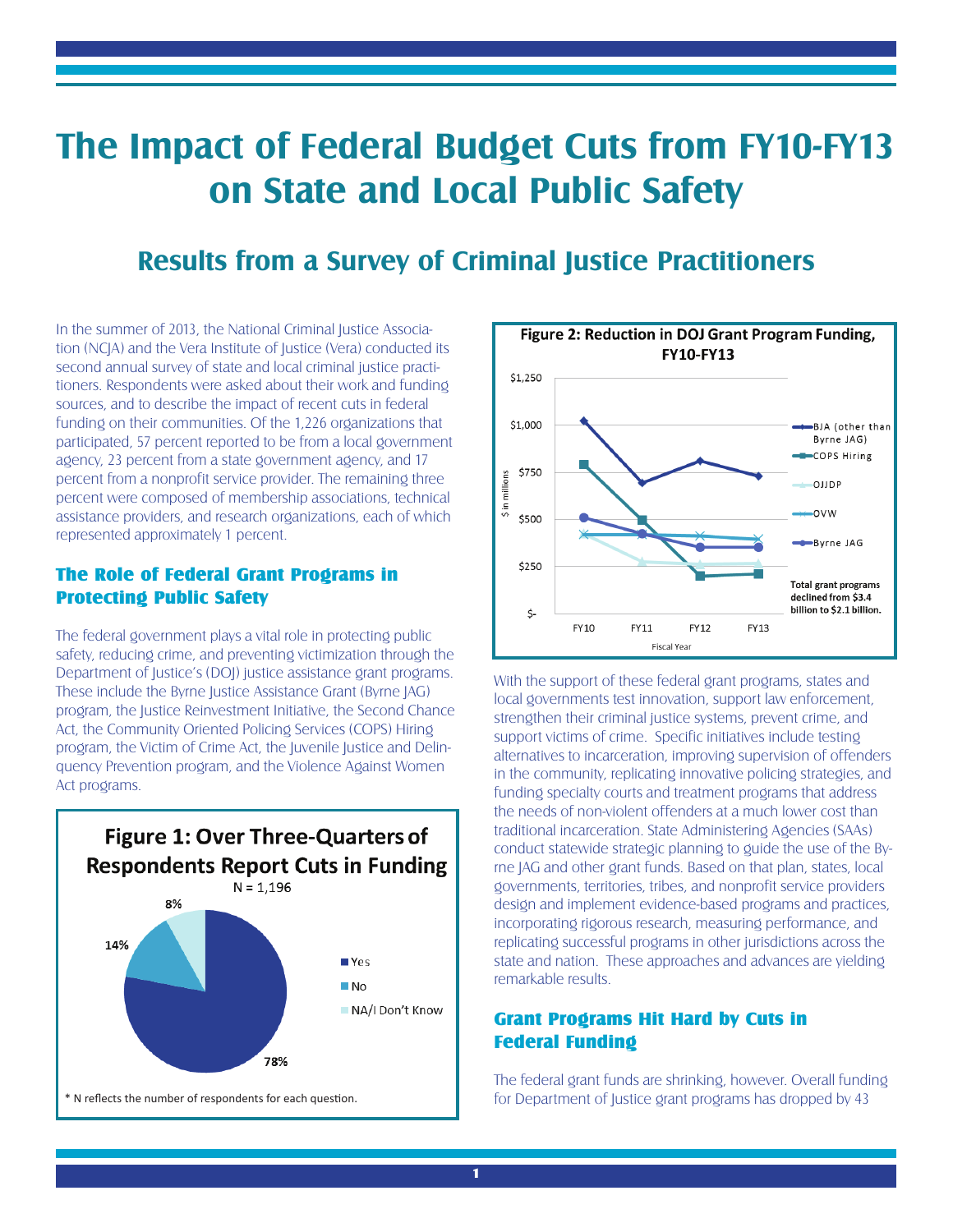# The Impact of Federal Budget Cuts from FY10-FY13 on State and Local Public Safety

## Results from a Survey of Criminal Justice Practitioners

In the summer of 2013, the National Criminal Justice Association (NCJA) and the Vera Institute of Justice (Vera) conducted its second annual survey of state and local criminal justice practitioners. Respondents were asked about their work and funding sources, and to describe the impact of recent cuts in federal funding on their communities. Of the 1,226 organizations that participated, 57 percent reported to be from a local government agency, 23 percent from a state government agency, and 17 percent from a nonprofit service provider. The remaining three percent were composed of membership associations, technical assistance providers, and research organizations, each of which represented approximately 1 percent.

### The Role of Federal Grant Programs in Protecting Public Safety

The federal government plays a vital role in protecting public safety, reducing crime, and preventing victimization through the Department of Justice's (DOJ) justice assistance grant programs. These include the Byrne Justice Assistance Grant (Byrne JAG) program, the Justice Reinvestment Initiative, the Second Chance Act, the Community Oriented Policing Services (COPS) Hiring program, the Victim of Crime Act, the Juvenile Justice and Delinquency Prevention program, and the Violence Against Women Act programs.

**Figure 1: Over Three-Quarters of Respondents Report Cuts in Funding**

N = 1,196

- Yes: 78%
- No: 14%
- NA/I Don't Know: 8%

\* N reflects the number of respondents for each question.

**Figure 2: Reduction in DOJ Grant Program Funding, FY10-FY13**

Series: BJA (other than Byrne JAG), COPS Hiring, OJJDP, OVW, Byrne JAG ($ in millions; Fiscal Year FY10–FY13)

Total grant programs declined from $3.4 billion to $2.1 billion.

With the support of these federal grant programs, states and local governments test innovation, support law enforcement, strengthen their criminal justice systems, prevent crime, and support victims of crime. Specific initiatives include testing alternatives to incarceration, improving supervision of offenders in the community, replicating innovative policing strategies, and funding specialty courts and treatment programs that address the needs of non-violent offenders at a much lower cost than traditional incarceration. State Administering Agencies (SAAs) conduct statewide strategic planning to guide the use of the Byrne JAG and other grant funds. Based on that plan, states, local governments, territories, tribes, and nonprofit service providers design and implement evidence-based programs and practices, incorporating rigorous research, measuring performance, and replicating successful programs in other jurisdictions across the state and nation. These approaches and advances are yielding remarkable results.

### Grant Programs Hit Hard by Cuts in Federal Funding

The federal grant funds are shrinking, however. Overall funding for Department of Justice grant programs has dropped by 43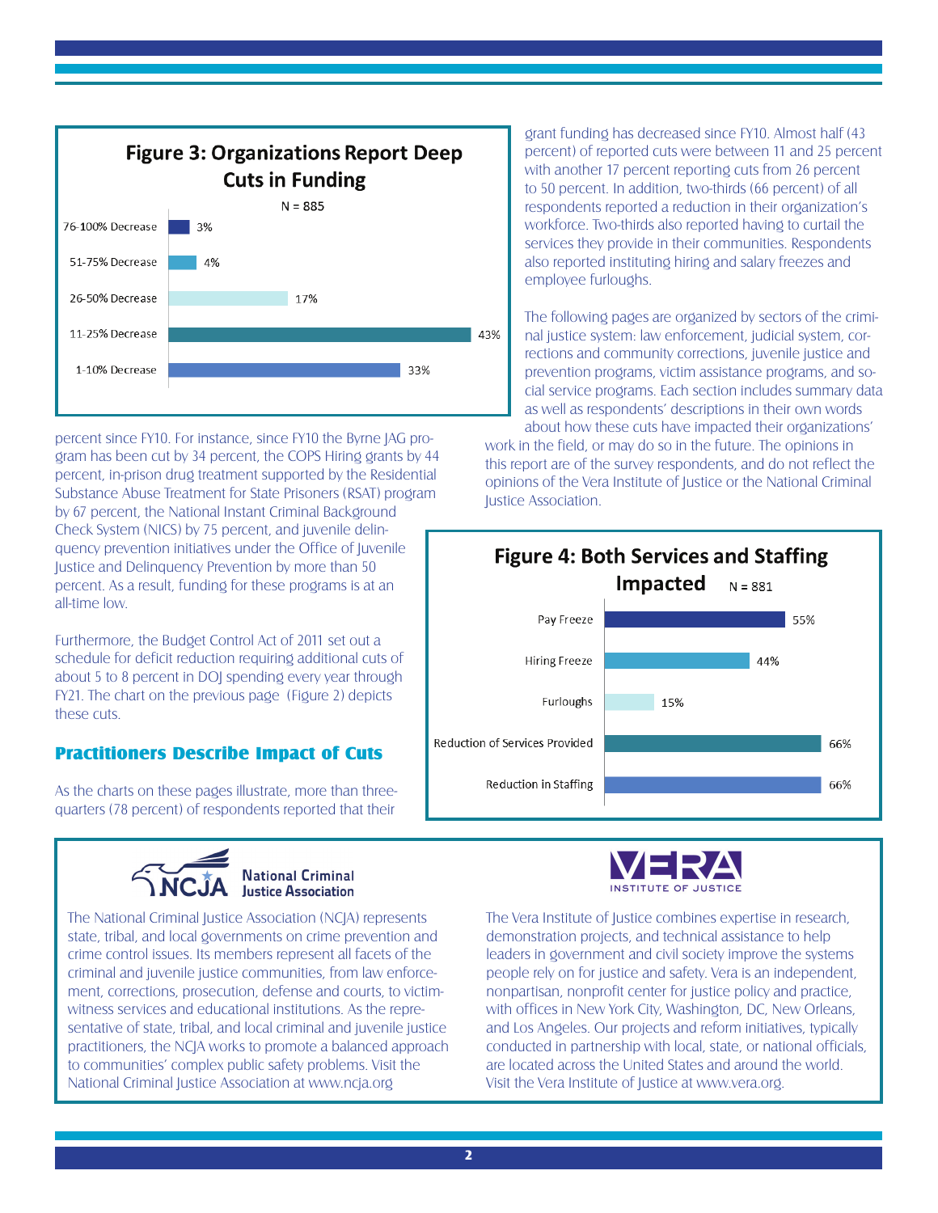**Figure 3: Organizations Report Deep Cuts in Funding**

N = 885

| Decrease | Percent |
|---|---|
| 76-100% Decrease | 3% |
| 51-75% Decrease | 4% |
| 26-50% Decrease | 17% |
| 11-25% Decrease | 43% |
| 1-10% Decrease | 33% |

percent since FY10. For instance, since FY10 the Byrne JAG program has been cut by 34 percent, the COPS Hiring grants by 44 percent, in-prison drug treatment supported by the Residential Substance Abuse Treatment for State Prisoners (RSAT) program by 67 percent, the National Instant Criminal Background Check System (NICS) by 75 percent, and juvenile delinquency prevention initiatives under the Office of Juvenile Justice and Delinquency Prevention by more than 50 percent. As a result, funding for these programs is at an all-time low.

Furthermore, the Budget Control Act of 2011 set out a schedule for deficit reduction requiring additional cuts of about 5 to 8 percent in DOJ spending every year through FY21. The chart on the previous page (Figure 2) depicts these cuts.

## Practitioners Describe Impact of Cuts

As the charts on these pages illustrate, more than three-quarters (78 percent) of respondents reported that their grant funding has decreased since FY10. Almost half (43 percent) of reported cuts were between 11 and 25 percent with another 17 percent reporting cuts from 26 percent to 50 percent. In addition, two-thirds (66 percent) of all respondents reported a reduction in their organization's workforce. Two-thirds also reported having to curtail the services they provide in their communities. Respondents also reported instituting hiring and salary freezes and employee furloughs.

The following pages are organized by sectors of the criminal justice system: law enforcement, judicial system, corrections and community corrections, juvenile justice and prevention programs, victim assistance programs, and social service programs. Each section includes summary data as well as respondents' descriptions in their own words about how these cuts have impacted their organizations' work in the field, or may do so in the future. The opinions in this report are of the survey respondents, and do not reflect the opinions of the Vera Institute of Justice or the National Criminal Justice Association.

**Figure 4: Both Services and Staffing Impacted**

N = 881

| Impact | Percent |
|---|---|
| Pay Freeze | 55% |
| Hiring Freeze | 44% |
| Furloughs | 15% |
| Reduction of Services Provided | 66% |
| Reduction in Staffing | 66% |

**NCJA National Criminal Justice Association**

The National Criminal Justice Association (NCJA) represents state, tribal, and local governments on crime prevention and crime control issues. Its members represent all facets of the criminal and juvenile justice communities, from law enforcement, corrections, prosecution, defense and courts, to victim-witness services and educational institutions. As the representative of state, tribal, and local criminal and juvenile justice practitioners, the NCJA works to promote a balanced approach to communities' complex public safety problems. Visit the National Criminal Justice Association at www.ncja.org

**VERA INSTITUTE OF JUSTICE**

The Vera Institute of Justice combines expertise in research, demonstration projects, and technical assistance to help leaders in government and civil society improve the systems people rely on for justice and safety. Vera is an independent, nonpartisan, nonprofit center for justice policy and practice, with offices in New York City, Washington, DC, New Orleans, and Los Angeles. Our projects and reform initiatives, typically conducted in partnership with local, state, or national officials, are located across the United States and around the world. Visit the Vera Institute of Justice at www.vera.org.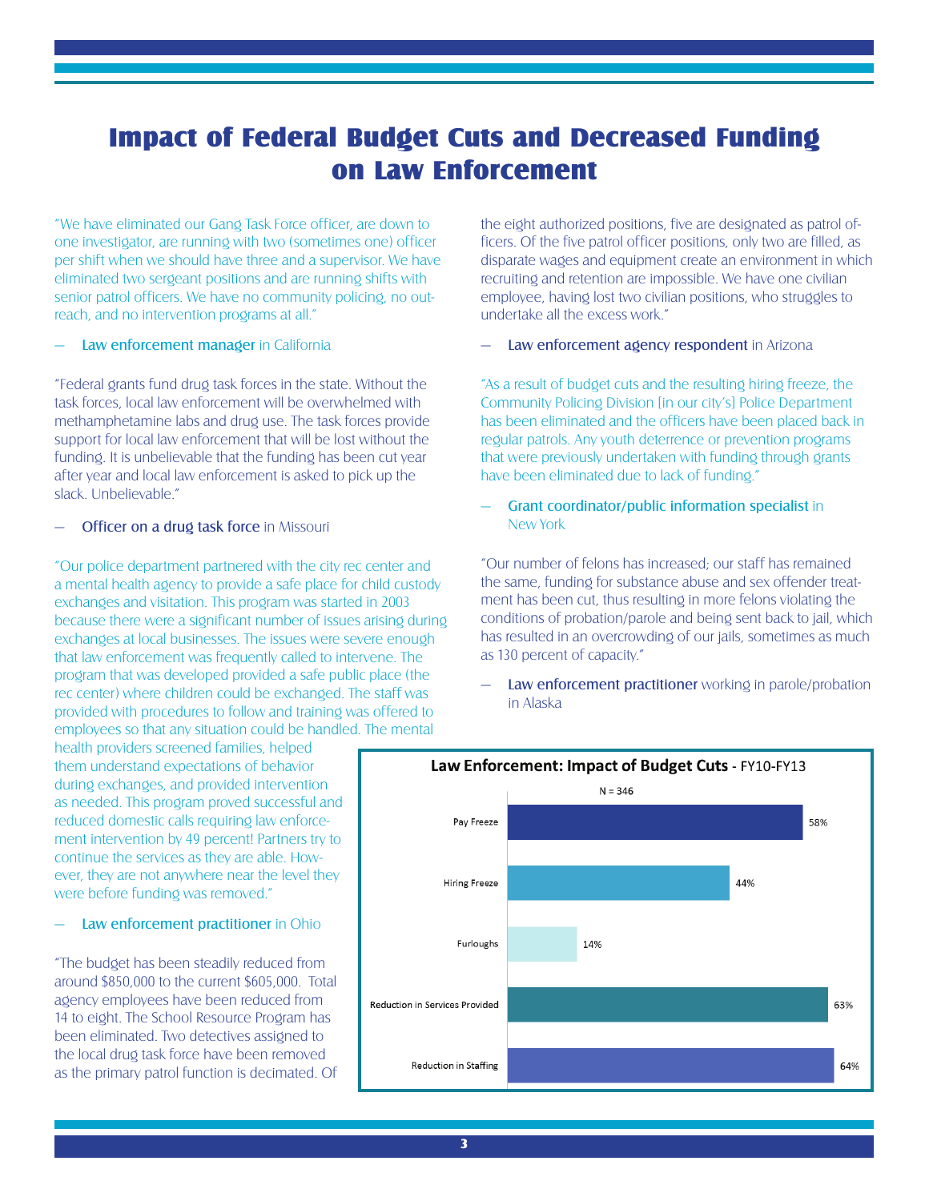# Impact of Federal Budget Cuts and Decreased Funding on Law Enforcement

"We have eliminated our Gang Task Force officer, are down to one investigator, are running with two (sometimes one) officer per shift when we should have three and a supervisor. We have eliminated two sergeant positions and are running shifts with senior patrol officers. We have no community policing, no outreach, and no intervention programs at all."

— **Law enforcement manager** in California

"Federal grants fund drug task forces in the state. Without the task forces, local law enforcement will be overwhelmed with methamphetamine labs and drug use. The task forces provide support for local law enforcement that will be lost without the funding. It is unbelievable that the funding has been cut year after year and local law enforcement is asked to pick up the slack. Unbelievable."

— **Officer on a drug task force** in Missouri

"Our police department partnered with the city rec center and a mental health agency to provide a safe place for child custody exchanges and visitation. This program was started in 2003 because there were a significant number of issues arising during exchanges at local businesses. The issues were severe enough that law enforcement was frequently called to intervene. The program that was developed provided a safe public place (the rec center) where children could be exchanged. The staff was provided with procedures to follow and training was offered to employees so that any situation could be handled. The mental health providers screened families, helped them understand expectations of behavior during exchanges, and provided intervention as needed. This program proved successful and reduced domestic calls requiring law enforcement intervention by 49 percent! Partners try to continue the services as they are able. However, they are not anywhere near the level they were before funding was removed."

— **Law enforcement practitioner** in Ohio

"The budget has been steadily reduced from around $850,000 to the current $605,000. Total agency employees have been reduced from 14 to eight. The School Resource Program has been eliminated. Two detectives assigned to the local drug task force have been removed as the primary patrol function is decimated. Of the eight authorized positions, five are designated as patrol officers. Of the five patrol officer positions, only two are filled, as disparate wages and equipment create an environment in which recruiting and retention are impossible. We have one civilian employee, having lost two civilian positions, who struggles to undertake all the excess work."

— **Law enforcement agency respondent** in Arizona

"As a result of budget cuts and the resulting hiring freeze, the Community Policing Division [in our city's] Police Department has been eliminated and the officers have been placed back in regular patrols. Any youth deterrence or prevention programs that were previously undertaken with funding through grants have been eliminated due to lack of funding."

— **Grant coordinator/public information specialist** in New York

"Our number of felons has increased; our staff has remained the same, funding for substance abuse and sex offender treatment has been cut, thus resulting in more felons violating the conditions of probation/parole and being sent back to jail, which has resulted in an overcrowding of our jails, sometimes as much as 130 percent of capacity."

— **Law enforcement practitioner** working in parole/probation in Alaska

**Law Enforcement: Impact of Budget Cuts** - FY10-FY13

N = 346

| Impact | Percent |
|---|---|
| Pay Freeze | 58% |
| Hiring Freeze | 44% |
| Furloughs | 14% |
| Reduction in Services Provided | 63% |
| Reduction in Staffing | 64% |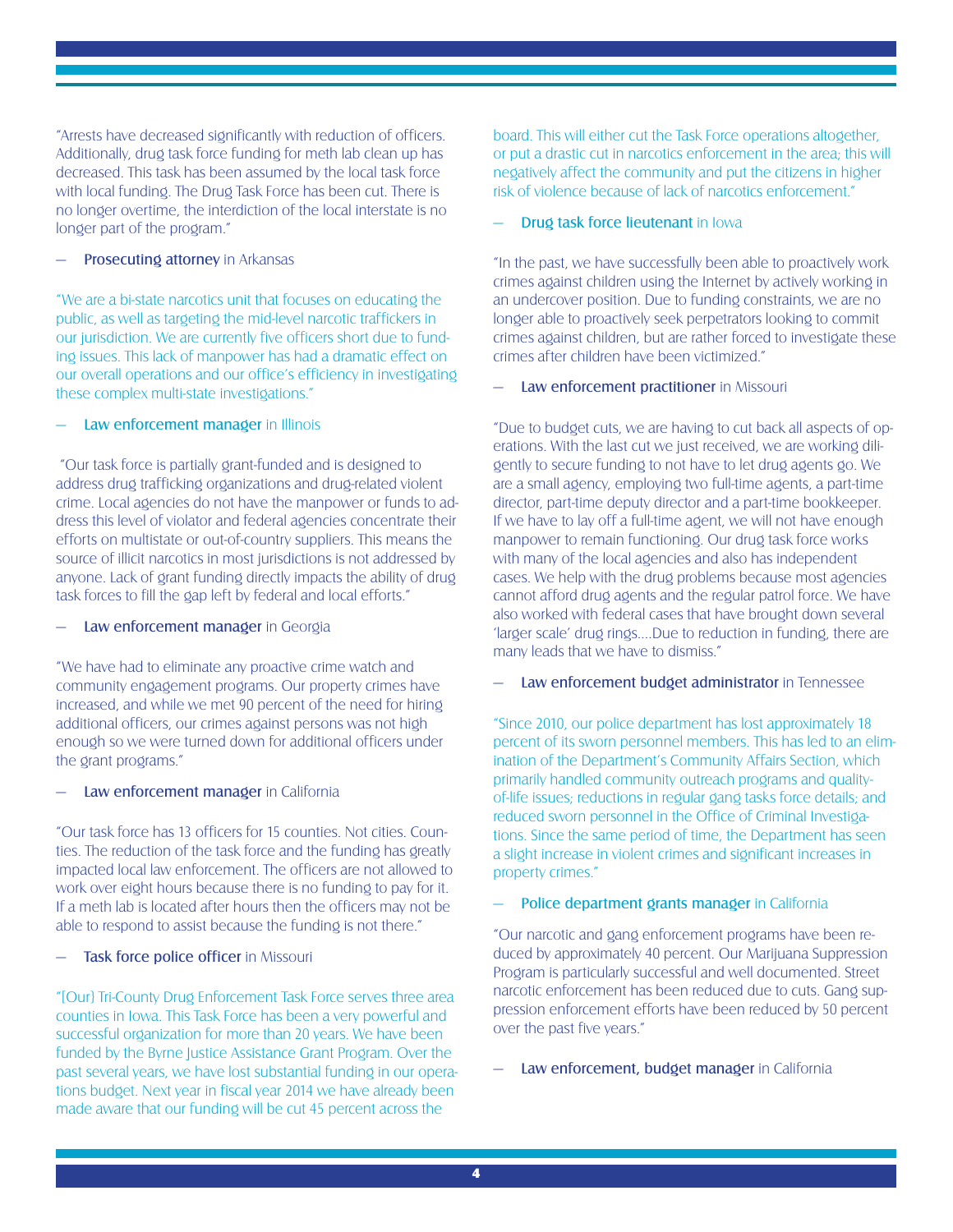"Arrests have decreased significantly with reduction of officers. Additionally, drug task force funding for meth lab clean up has decreased. This task has been assumed by the local task force with local funding. The Drug Task Force has been cut. There is no longer overtime, the interdiction of the local interstate is no longer part of the program."

— **Prosecuting attorney** in Arkansas

"We are a bi-state narcotics unit that focuses on educating the public, as well as targeting the mid-level narcotic traffickers in our jurisdiction. We are currently five officers short due to funding issues. This lack of manpower has had a dramatic effect on our overall operations and our office's efficiency in investigating these complex multi-state investigations."

— **Law enforcement manager** in Illinois

"Our task force is partially grant-funded and is designed to address drug trafficking organizations and drug-related violent crime. Local agencies do not have the manpower or funds to address this level of violator and federal agencies concentrate their efforts on multistate or out-of-country suppliers. This means the source of illicit narcotics in most jurisdictions is not addressed by anyone. Lack of grant funding directly impacts the ability of drug task forces to fill the gap left by federal and local efforts."

— **Law enforcement manager** in Georgia

"We have had to eliminate any proactive crime watch and community engagement programs. Our property crimes have increased, and while we met 90 percent of the need for hiring additional officers, our crimes against persons was not high enough so we were turned down for additional officers under the grant programs."

— **Law enforcement manager** in California

"Our task force has 13 officers for 15 counties. Not cities. Counties. The reduction of the task force and the funding has greatly impacted local law enforcement. The officers are not allowed to work over eight hours because there is no funding to pay for it. If a meth lab is located after hours then the officers may not be able to respond to assist because the funding is not there."

— **Task force police officer** in Missouri

"[Our] Tri-County Drug Enforcement Task Force serves three area counties in Iowa. This Task Force has been a very powerful and successful organization for more than 20 years. We have been funded by the Byrne Justice Assistance Grant Program. Over the past several years, we have lost substantial funding in our operations budget. Next year in fiscal year 2014 we have already been made aware that our funding will be cut 45 percent across the board. This will either cut the Task Force operations altogether, or put a drastic cut in narcotics enforcement in the area; this will negatively affect the community and put the citizens in higher risk of violence because of lack of narcotics enforcement."

— **Drug task force lieutenant** in Iowa

"In the past, we have successfully been able to proactively work crimes against children using the Internet by actively working in an undercover position. Due to funding constraints, we are no longer able to proactively seek perpetrators looking to commit crimes against children, but are rather forced to investigate these crimes after children have been victimized."

— **Law enforcement practitioner** in Missouri

"Due to budget cuts, we are having to cut back all aspects of operations. With the last cut we just received, we are working diligently to secure funding to not have to let drug agents go. We are a small agency, employing two full-time agents, a part-time director, part-time deputy director and a part-time bookkeeper. If we have to lay off a full-time agent, we will not have enough manpower to remain functioning. Our drug task force works with many of the local agencies and also has independent cases. We help with the drug problems because most agencies cannot afford drug agents and the regular patrol force. We have also worked with federal cases that have brought down several 'larger scale' drug rings....Due to reduction in funding, there are many leads that we have to dismiss."

— **Law enforcement budget administrator** in Tennessee

"Since 2010, our police department has lost approximately 18 percent of its sworn personnel members. This has led to an elimination of the Department's Community Affairs Section, which primarily handled community outreach programs and quality-of-life issues; reductions in regular gang tasks force details; and reduced sworn personnel in the Office of Criminal Investigations. Since the same period of time, the Department has seen a slight increase in violent crimes and significant increases in property crimes."

— **Police department grants manager** in California

"Our narcotic and gang enforcement programs have been reduced by approximately 40 percent. Our Marijuana Suppression Program is particularly successful and well documented. Street narcotic enforcement has been reduced due to cuts. Gang suppression enforcement efforts have been reduced by 50 percent over the past five years."

— **Law enforcement, budget manager** in California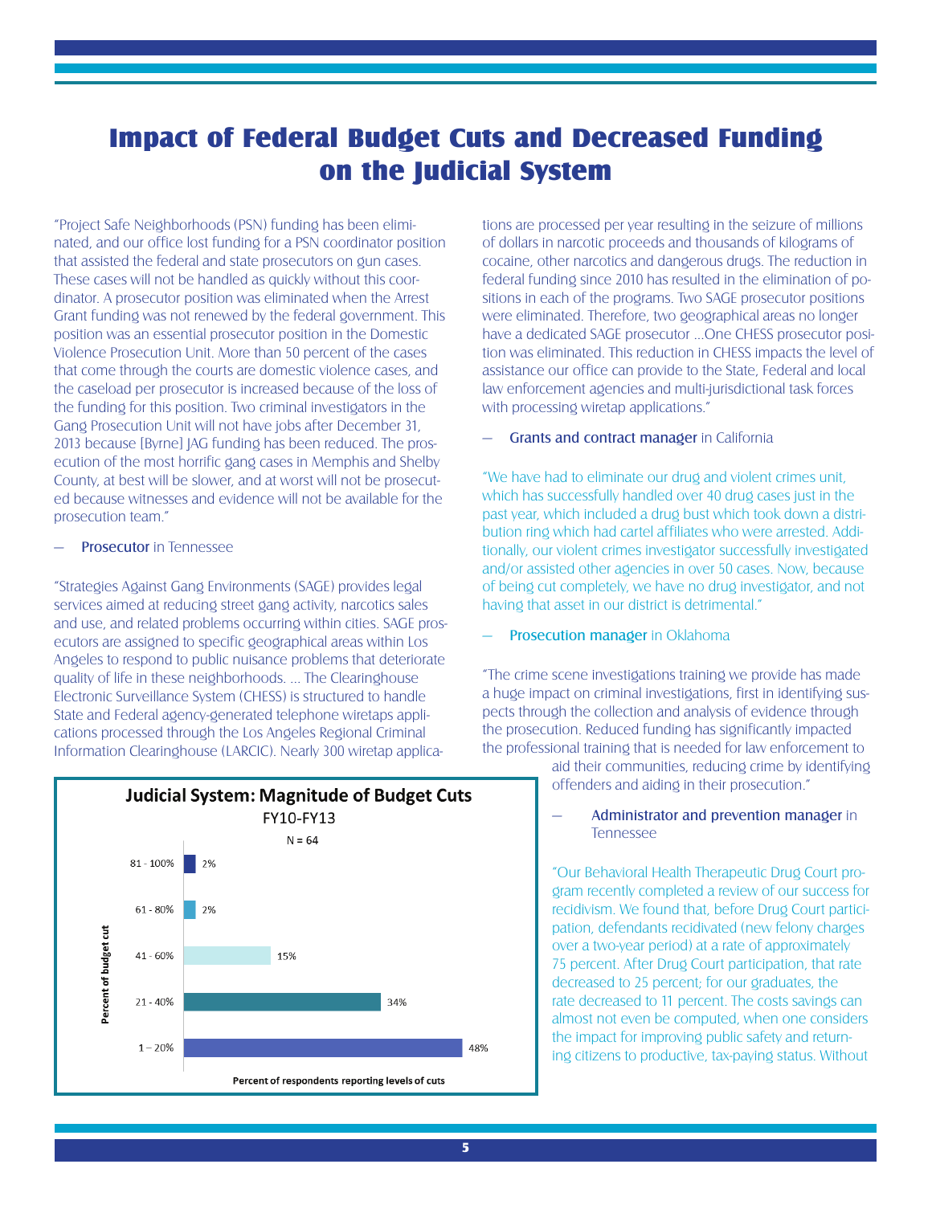# Impact of Federal Budget Cuts and Decreased Funding on the Judicial System

"Project Safe Neighborhoods (PSN) funding has been eliminated, and our office lost funding for a PSN coordinator position that assisted the federal and state prosecutors on gun cases. These cases will not be handled as quickly without this coordinator. A prosecutor position was eliminated when the Arrest Grant funding was not renewed by the federal government. This position was an essential prosecutor position in the Domestic Violence Prosecution Unit. More than 50 percent of the cases that come through the courts are domestic violence cases, and the caseload per prosecutor is increased because of the loss of the funding for this position. Two criminal investigators in the Gang Prosecution Unit will not have jobs after December 31, 2013 because [Byrne] JAG funding has been reduced. The prosecution of the most horrific gang cases in Memphis and Shelby County, at best will be slower, and at worst will not be prosecuted because witnesses and evidence will not be available for the prosecution team."

— **Prosecutor** in Tennessee

"Strategies Against Gang Environments (SAGE) provides legal services aimed at reducing street gang activity, narcotics sales and use, and related problems occurring within cities. SAGE prosecutors are assigned to specific geographical areas within Los Angeles to respond to public nuisance problems that deteriorate quality of life in these neighborhoods. ... The Clearinghouse Electronic Surveillance System (CHESS) is structured to handle State and Federal agency-generated telephone wiretaps applications processed through the Los Angeles Regional Criminal Information Clearinghouse (LARCIC). Nearly 300 wiretap applications are processed per year resulting in the seizure of millions of dollars in narcotic proceeds and thousands of kilograms of cocaine, other narcotics and dangerous drugs. The reduction in federal funding since 2010 has resulted in the elimination of positions in each of the programs. Two SAGE prosecutor positions were eliminated. Therefore, two geographical areas no longer have a dedicated SAGE prosecutor ...One CHESS prosecutor position was eliminated. This reduction in CHESS impacts the level of assistance our office can provide to the State, Federal and local law enforcement agencies and multi-jurisdictional task forces with processing wiretap applications."

— **Grants and contract manager** in California

**Judicial System: Magnitude of Budget Cuts**
FY10-FY13
N = 64

| Percent of budget cut | Percent of respondents reporting levels of cuts |
|---|---|
| 81 - 100% | 2% |
| 61 - 80% | 2% |
| 41 - 60% | 15% |
| 21 - 40% | 34% |
| 1 – 20% | 48% |

"We have had to eliminate our drug and violent crimes unit, which has successfully handled over 40 drug cases just in the past year, which included a drug bust which took down a distribution ring which had cartel affiliates who were arrested. Additionally, our violent crimes investigator successfully investigated and/or assisted other agencies in over 50 cases. Now, because of being cut completely, we have no drug investigator, and not having that asset in our district is detrimental."

— **Prosecution manager** in Oklahoma

"The crime scene investigations training we provide has made a huge impact on criminal investigations, first in identifying suspects through the collection and analysis of evidence through the prosecution. Reduced funding has significantly impacted the professional training that is needed for law enforcement to aid their communities, reducing crime by identifying offenders and aiding in their prosecution."

— **Administrator and prevention manager** in Tennessee

"Our Behavioral Health Therapeutic Drug Court program recently completed a review of our success for recidivism. We found that, before Drug Court participation, defendants recidivated (new felony charges over a two-year period) at a rate of approximately 75 percent. After Drug Court participation, that rate decreased to 25 percent; for our graduates, the rate decreased to 11 percent. The costs savings can almost not even be computed, when one considers the impact for improving public safety and returning citizens to productive, tax-paying status. Without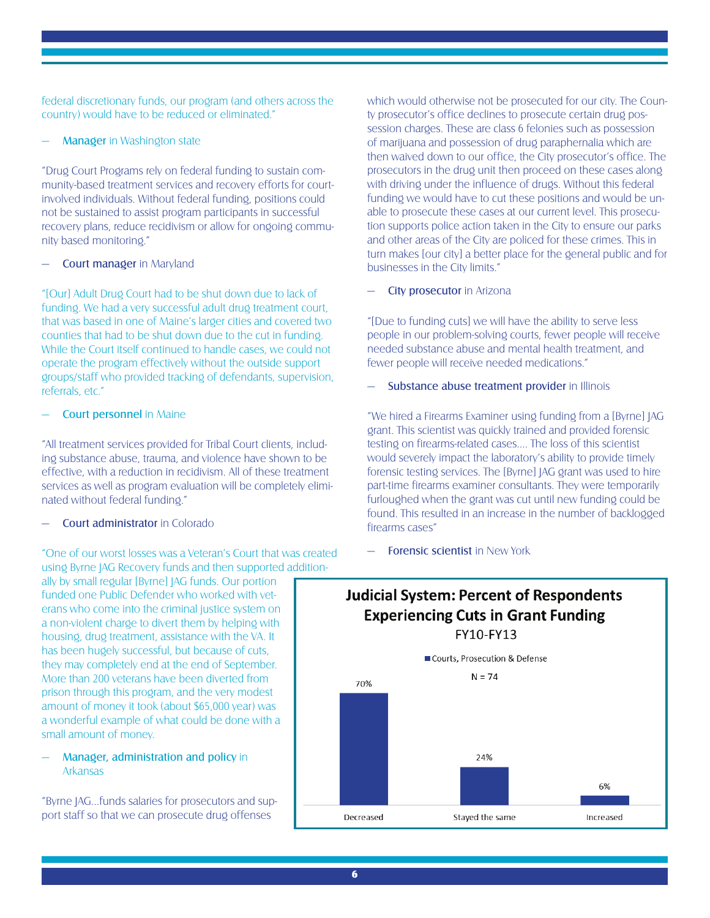federal discretionary funds, our program (and others across the country) would have to be reduced or eliminated."

— **Manager** in Washington state

"Drug Court Programs rely on federal funding to sustain community-based treatment services and recovery efforts for court-involved individuals. Without federal funding, positions could not be sustained to assist program participants in successful recovery plans, reduce recidivism or allow for ongoing community based monitoring."

— **Court manager** in Maryland

"[Our] Adult Drug Court had to be shut down due to lack of funding. We had a very successful adult drug treatment court, that was based in one of Maine's larger cities and covered two counties that had to be shut down due to the cut in funding. While the Court itself continued to handle cases, we could not operate the program effectively without the outside support groups/staff who provided tracking of defendants, supervision, referrals, etc."

— **Court personnel** in Maine

"All treatment services provided for Tribal Court clients, including substance abuse, trauma, and violence have shown to be effective, with a reduction in recidivism. All of these treatment services as well as program evaluation will be completely eliminated without federal funding."

— **Court administrator** in Colorado

"One of our worst losses was a Veteran's Court that was created using Byrne JAG Recovery funds and then supported additionally by small regular [Byrne] JAG funds. Our portion funded one Public Defender who worked with veterans who come into the criminal justice system on a non-violent charge to divert them by helping with housing, drug treatment, assistance with the VA. It has been hugely successful, but because of cuts, they may completely end at the end of September. More than 200 veterans have been diverted from prison through this program, and the very modest amount of money it took (about $65,000 year) was a wonderful example of what could be done with a small amount of money.

— **Manager, administration and policy** in Arkansas

"Byrne JAG...funds salaries for prosecutors and support staff so that we can prosecute drug offenses which would otherwise not be prosecuted for our city. The County prosecutor's office declines to prosecute certain drug possession charges. These are class 6 felonies such as possession of marijuana and possession of drug paraphernalia which are then waived down to our office, the City prosecutor's office. The prosecutors in the drug unit then proceed on these cases along with driving under the influence of drugs. Without this federal funding we would have to cut these positions and would be unable to prosecute these cases at our current level. This prosecution supports police action taken in the City to ensure our parks and other areas of the City are policed for these crimes. This in turn makes [our city] a better place for the general public and for businesses in the City limits."

— **City prosecutor** in Arizona

"[Due to funding cuts] we will have the ability to serve less people in our problem-solving courts, fewer people will receive needed substance abuse and mental health treatment, and fewer people will receive needed medications."

— **Substance abuse treatment provider** in Illinois

"We hired a Firearms Examiner using funding from a [Byrne] JAG grant. This scientist was quickly trained and provided forensic testing on firearms-related cases.... The loss of this scientist would severely impact the laboratory's ability to provide timely forensic testing services. The [Byrne] JAG grant was used to hire part-time firearms examiner consultants. They were temporarily furloughed when the grant was cut until new funding could be found. This resulted in an increase in the number of backlogged firearms cases"

— **Forensic scientist** in New York

**Judicial System: Percent of Respondents Experiencing Cuts in Grant Funding**
FY10-FY13

Courts, Prosecution & Defense (N = 74)

| | Decreased | Stayed the same | Increased |
|---|---|---|---|
| Courts, Prosecution & Defense | 70% | 24% | 6% |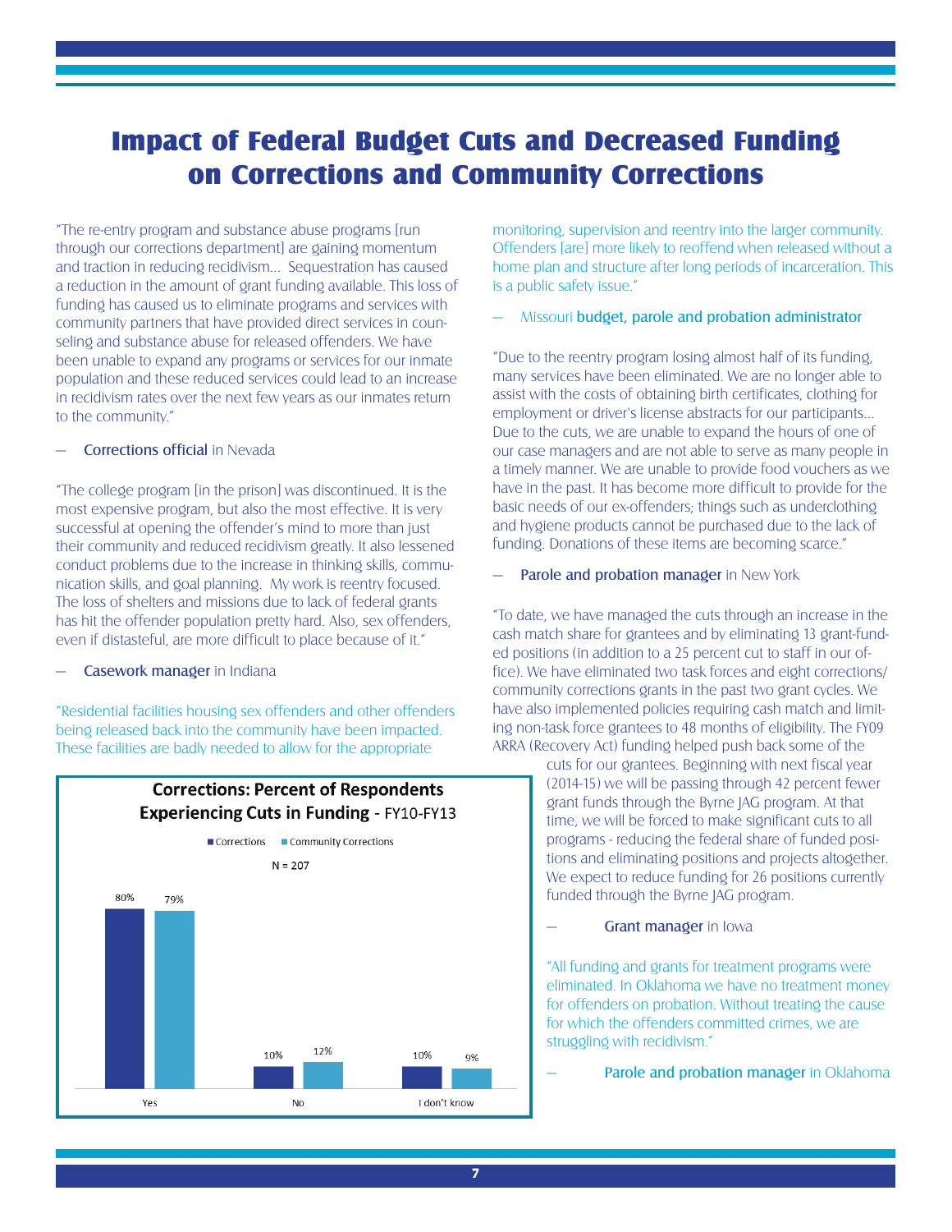# Impact of Federal Budget Cuts and Decreased Funding on Corrections and Community Corrections

"The re-entry program and substance abuse programs [run through our corrections department] are gaining momentum and traction in reducing recidivism... Sequestration has caused a reduction in the amount of grant funding available. This loss of funding has caused us to eliminate programs and services with community partners that have provided direct services in counseling and substance abuse for released offenders. We have been unable to expand any programs or services for our inmate population and these reduced services could lead to an increase in recidivism rates over the next few years as our inmates return to the community."

— Corrections official in Nevada

"The college program [in the prison] was discontinued. It is the most expensive program, but also the most effective. It is very successful at opening the offender's mind to more than just their community and reduced recidivism greatly. It also lessened conduct problems due to the increase in thinking skills, communication skills, and goal planning. My work is reentry focused. The loss of shelters and missions due to lack of federal grants has hit the offender population pretty hard. Also, sex offenders, even if distasteful, are more difficult to place because of it."

— Casework manager in Indiana

"Residential facilities housing sex offenders and other offenders being released back into the community have been impacted. These facilities are badly needed to allow for the appropriate monitoring, supervision and reentry into the larger community. Offenders [are] more likely to reoffend when released without a home plan and structure after long periods of incarceration. This is a public safety issue."

— Missouri budget, parole and probation administrator

**Corrections: Percent of Respondents Experiencing Cuts in Funding** - FY10-FY13

N = 207

| | Corrections | Community Corrections |
|---|---|---|
| Yes | 80% | 79% |
| No | 10% | 12% |
| I don't know | 10% | 9% |

"Due to the reentry program losing almost half of its funding, many services have been eliminated. We are no longer able to assist with the costs of obtaining birth certificates, clothing for employment or driver's license abstracts for our participants... Due to the cuts, we are unable to expand the hours of one of our case managers and are not able to serve as many people in a timely manner. We are unable to provide food vouchers as we have in the past. It has become more difficult to provide for the basic needs of our ex-offenders; things such as underclothing and hygiene products cannot be purchased due to the lack of funding. Donations of these items are becoming scarce."

— Parole and probation manager in New York

"To date, we have managed the cuts through an increase in the cash match share for grantees and by eliminating 13 grant-funded positions (in addition to a 25 percent cut to staff in our office). We have eliminated two task forces and eight corrections/community corrections grants in the past two grant cycles. We have also implemented policies requiring cash match and limiting non-task force grantees to 48 months of eligibility. The FY09 ARRA (Recovery Act) funding helped push back some of the cuts for our grantees. Beginning with next fiscal year (2014-15) we will be passing through 42 percent fewer grant funds through the Byrne JAG program. At that time, we will be forced to make significant cuts to all programs - reducing the federal share of funded positions and eliminating positions and projects altogether. We expect to reduce funding for 26 positions currently funded through the Byrne JAG program.

— Grant manager in Iowa

"All funding and grants for treatment programs were eliminated. In Oklahoma we have no treatment money for offenders on probation. Without treating the cause for which the offenders committed crimes, we are struggling with recidivism."

— Parole and probation manager in Oklahoma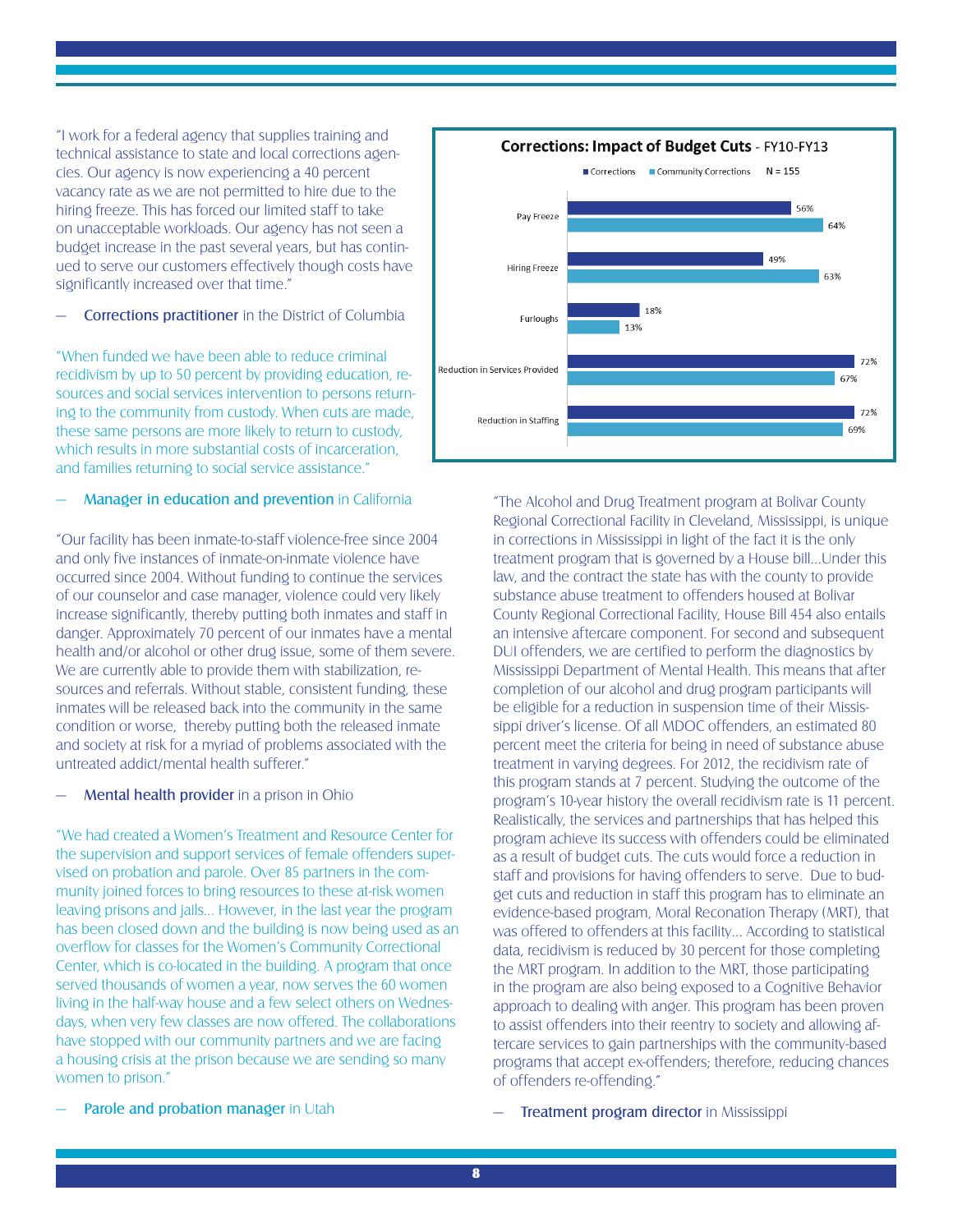"I work for a federal agency that supplies training and technical assistance to state and local corrections agencies. Our agency is now experiencing a 40 percent vacancy rate as we are not permitted to hire due to the hiring freeze. This has forced our limited staff to take on unacceptable workloads. Our agency has not seen a budget increase in the past several years, but has continued to serve our customers effectively though costs have significantly increased over that time."

— **Corrections practitioner** in the District of Columbia

"When funded we have been able to reduce criminal recidivism by up to 50 percent by providing education, resources and social services intervention to persons returning to the community from custody. When cuts are made, these same persons are more likely to return to custody, which results in more substantial costs of incarceration, and families returning to social service assistance."

— **Manager in education and prevention** in California

"Our facility has been inmate-to-staff violence-free since 2004 and only five instances of inmate-on-inmate violence have occurred since 2004. Without funding to continue the services of our counselor and case manager, violence could very likely increase significantly, thereby putting both inmates and staff in danger. Approximately 70 percent of our inmates have a mental health and/or alcohol or other drug issue, some of them severe. We are currently able to provide them with stabilization, resources and referrals. Without stable, consistent funding, these inmates will be released back into the community in the same condition or worse, thereby putting both the released inmate and society at risk for a myriad of problems associated with the untreated addict/mental health sufferer."

— **Mental health provider** in a prison in Ohio

"We had created a Women's Treatment and Resource Center for the supervision and support services of female offenders supervised on probation and parole. Over 85 partners in the community joined forces to bring resources to these at-risk women leaving prisons and jails... However, in the last year the program has been closed down and the building is now being used as an overflow for classes for the Women's Community Correctional Center, which is co-located in the building. A program that once served thousands of women a year, now serves the 60 women living in the half-way house and a few select others on Wednesdays, when very few classes are now offered. The collaborations have stopped with our community partners and we are facing a housing crisis at the prison because we are sending so many women to prison."

— **Parole and probation manager** in Utah

**Corrections: Impact of Budget Cuts** - FY10-FY13

N = 155

| | Corrections | Community Corrections |
|---|---|---|
| Pay Freeze | 56% | 64% |
| Hiring Freeze | 49% | 63% |
| Furloughs | 18% | 13% |
| Reduction in Services Provided | 72% | 67% |
| Reduction in Staffing | 72% | 69% |

"The Alcohol and Drug Treatment program at Bolivar County Regional Correctional Facility in Cleveland, Mississippi, is unique in corrections in Mississippi in light of the fact it is the only treatment program that is governed by a House bill...Under this law, and the contract the state has with the county to provide substance abuse treatment to offenders housed at Bolivar County Regional Correctional Facility, House Bill 454 also entails an intensive aftercare component. For second and subsequent DUI offenders, we are certified to perform the diagnostics by Mississippi Department of Mental Health. This means that after completion of our alcohol and drug program participants will be eligible for a reduction in suspension time of their Mississippi driver's license. Of all MDOC offenders, an estimated 80 percent meet the criteria for being in need of substance abuse treatment in varying degrees. For 2012, the recidivism rate of this program stands at 7 percent. Studying the outcome of the program's 10-year history the overall recidivism rate is 11 percent. Realistically, the services and partnerships that has helped this program achieve its success with offenders could be eliminated as a result of budget cuts. The cuts would force a reduction in staff and provisions for having offenders to serve. Due to budget cuts and reduction in staff this program has to eliminate an evidence-based program, Moral Reconation Therapy (MRT), that was offered to offenders at this facility... According to statistical data, recidivism is reduced by 30 percent for those completing the MRT program. In addition to the MRT, those participating in the program are also being exposed to a Cognitive Behavior approach to dealing with anger. This program has been proven to assist offenders into their reentry to society and allowing aftercare services to gain partnerships with the community-based programs that accept ex-offenders; therefore, reducing chances of offenders re-offending."

— **Treatment program director** in Mississippi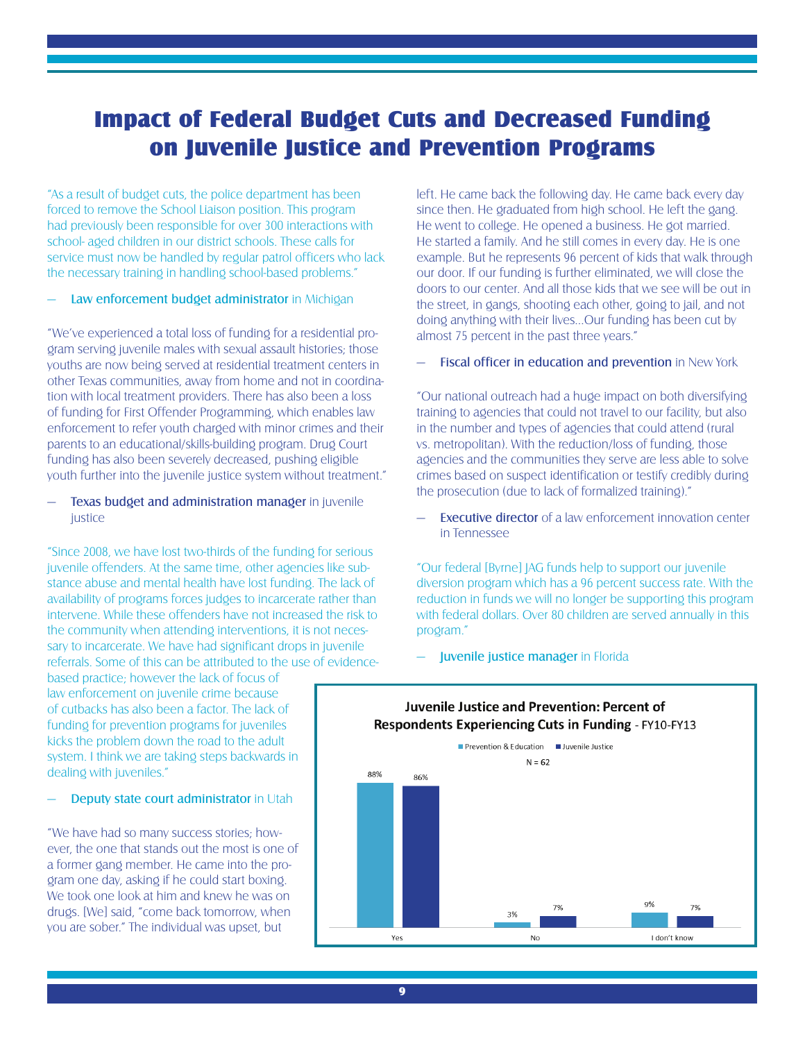# Impact of Federal Budget Cuts and Decreased Funding on Juvenile Justice and Prevention Programs

"As a result of budget cuts, the police department has been forced to remove the School Liaison position. This program had previously been responsible for over 300 interactions with school- aged children in our district schools. These calls for service must now be handled by regular patrol officers who lack the necessary training in handling school-based problems."

— **Law enforcement budget administrator** in Michigan

"We've experienced a total loss of funding for a residential program serving juvenile males with sexual assault histories; those youths are now being served at residential treatment centers in other Texas communities, away from home and not in coordination with local treatment providers. There has also been a loss of funding for First Offender Programming, which enables law enforcement to refer youth charged with minor crimes and their parents to an educational/skills-building program. Drug Court funding has also been severely decreased, pushing eligible youth further into the juvenile justice system without treatment."

— **Texas budget and administration manager** in juvenile justice

"Since 2008, we have lost two-thirds of the funding for serious juvenile offenders. At the same time, other agencies like substance abuse and mental health have lost funding. The lack of availability of programs forces judges to incarcerate rather than intervene. While these offenders have not increased the risk to the community when attending interventions, it is not necessary to incarcerate. We have had significant drops in juvenile referrals. Some of this can be attributed to the use of evidence-based practice; however the lack of focus of law enforcement on juvenile crime because of cutbacks has also been a factor. The lack of funding for prevention programs for juveniles kicks the problem down the road to the adult system. I think we are taking steps backwards in dealing with juveniles."

— **Deputy state court administrator** in Utah

"We have had so many success stories; however, the one that stands out the most is one of a former gang member. He came into the program one day, asking if he could start boxing. We took one look at him and knew he was on drugs. [We] said, "come back tomorrow, when you are sober." The individual was upset, but left. He came back the following day. He came back every day since then. He graduated from high school. He left the gang. He went to college. He opened a business. He got married. He started a family. And he still comes in every day. He is one example. But he represents 96 percent of kids that walk through our door. If our funding is further eliminated, we will close the doors to our center. And all those kids that we see will be out in the street, in gangs, shooting each other, going to jail, and not doing anything with their lives...Our funding has been cut by almost 75 percent in the past three years."

— **Fiscal officer in education and prevention** in New York

"Our national outreach had a huge impact on both diversifying training to agencies that could not travel to our facility, but also in the number and types of agencies that could attend (rural vs. metropolitan). With the reduction/loss of funding, those agencies and the communities they serve are less able to solve crimes based on suspect identification or testify credibly during the prosecution (due to lack of formalized training)."

— **Executive director** of a law enforcement innovation center in Tennessee

"Our federal [Byrne] JAG funds help to support our juvenile diversion program which has a 96 percent success rate. With the reduction in funds we will no longer be supporting this program with federal dollars. Over 80 children are served annually in this program."

— **Juvenile justice manager** in Florida

**Juvenile Justice and Prevention: Percent of Respondents Experiencing Cuts in Funding** - FY10-FY13

N = 62

| | Prevention & Education | Juvenile Justice |
|---|---|---|
| Yes | 88% | 86% |
| No | 3% | 7% |
| I don't know | 9% | 7% |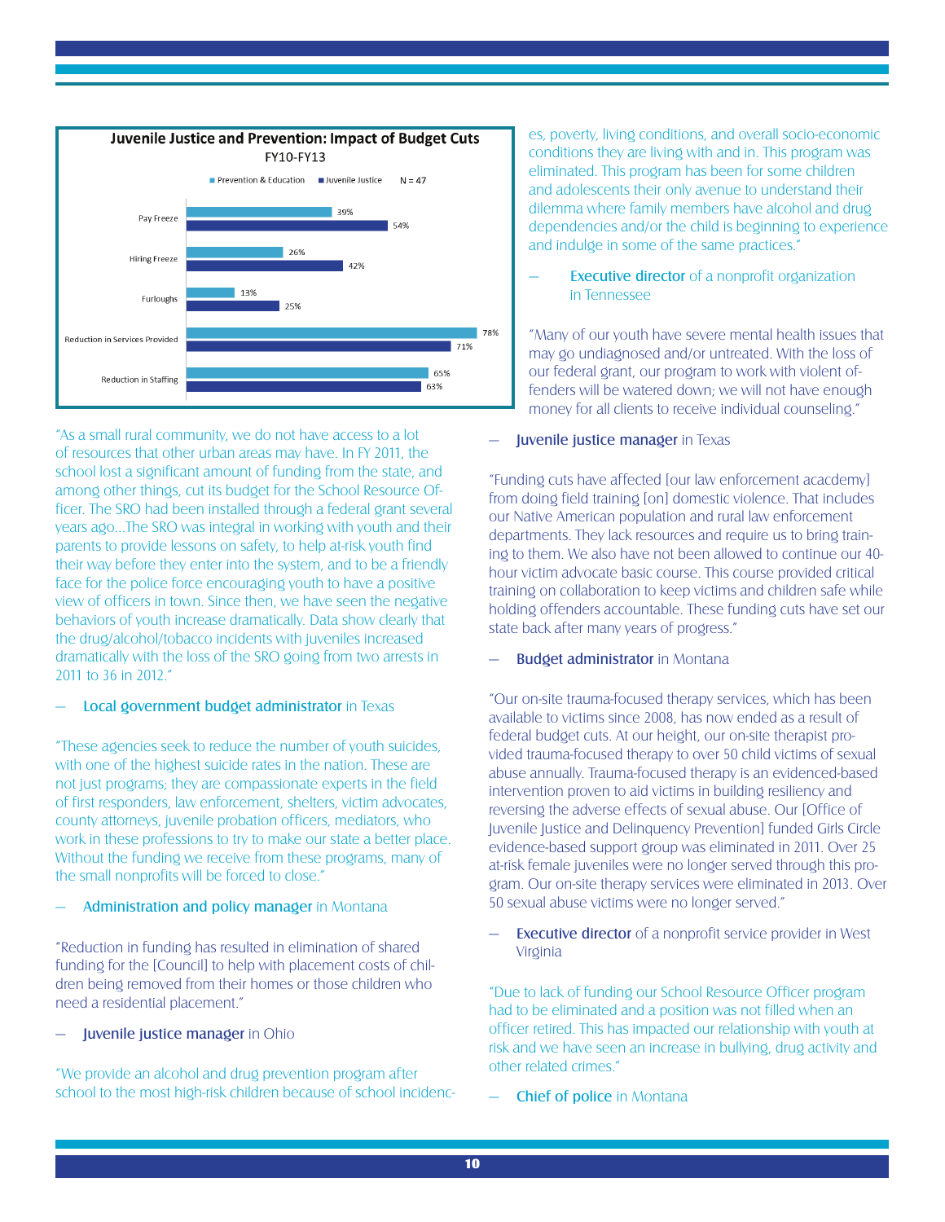**Juvenile Justice and Prevention: Impact of Budget Cuts**
FY10-FY13

N = 47

| | Prevention & Education | Juvenile Justice |
|---|---|---|
| Pay Freeze | 39% | 54% |
| Hiring Freeze | 26% | 42% |
| Furloughs | 13% | 25% |
| Reduction in Services Provided | 78% | 71% |
| Reduction in Staffing | 65% | 63% |

"As a small rural community, we do not have access to a lot of resources that other urban areas may have. In FY 2011, the school lost a significant amount of funding from the state, and among other things, cut its budget for the School Resource Officer. The SRO had been installed through a federal grant several years ago...The SRO was integral in working with youth and their parents to provide lessons on safety, to help at-risk youth find their way before they enter into the system, and to be a friendly face for the police force encouraging youth to have a positive view of officers in town. Since then, we have seen the negative behaviors of youth increase dramatically. Data show clearly that the drug/alcohol/tobacco incidents with juveniles increased dramatically with the loss of the SRO going from two arrests in 2011 to 36 in 2012."

— **Local government budget administrator** in Texas

"These agencies seek to reduce the number of youth suicides, with one of the highest suicide rates in the nation. These are not just programs; they are compassionate experts in the field of first responders, law enforcement, shelters, victim advocates, county attorneys, juvenile probation officers, mediators, who work in these professions to try to make our state a better place. Without the funding we receive from these programs, many of the small nonprofits will be forced to close."

— **Administration and policy manager** in Montana

"Reduction in funding has resulted in elimination of shared funding for the [Council] to help with placement costs of children being removed from their homes or those children who need a residential placement."

— **Juvenile justice manager** in Ohio

"We provide an alcohol and drug prevention program after school to the most high-risk children because of school incidences, poverty, living conditions, and overall socio-economic conditions they are living with and in. This program was eliminated. This program has been for some children and adolescents their only avenue to understand their dilemma where family members have alcohol and drug dependencies and/or the child is beginning to experience and indulge in some of the same practices."

— **Executive director** of a nonprofit organization in Tennessee

"Many of our youth have severe mental health issues that may go undiagnosed and/or untreated. With the loss of our federal grant, our program to work with violent offenders will be watered down; we will not have enough money for all clients to receive individual counseling."

— **Juvenile justice manager** in Texas

"Funding cuts have affected [our law enforcement acacdemy] from doing field training [on] domestic violence. That includes our Native American population and rural law enforcement departments. They lack resources and require us to bring training to them. We also have not been allowed to continue our 40-hour victim advocate basic course. This course provided critical training on collaboration to keep victims and children safe while holding offenders accountable. These funding cuts have set our state back after many years of progress."

— **Budget administrator** in Montana

"Our on-site trauma-focused therapy services, which has been available to victims since 2008, has now ended as a result of federal budget cuts. At our height, our on-site therapist provided trauma-focused therapy to over 50 child victims of sexual abuse annually. Trauma-focused therapy is an evidenced-based intervention proven to aid victims in building resiliency and reversing the adverse effects of sexual abuse. Our [Office of Juvenile Justice and Delinquency Prevention] funded Girls Circle evidence-based support group was eliminated in 2011. Over 25 at-risk female juveniles were no longer served through this program. Our on-site therapy services were eliminated in 2013. Over 50 sexual abuse victims were no longer served."

— **Executive director** of a nonprofit service provider in West Virginia

"Due to lack of funding our School Resource Officer program had to be eliminated and a position was not filled when an officer retired. This has impacted our relationship with youth at risk and we have seen an increase in bullying, drug activity and other related crimes."

— **Chief of police** in Montana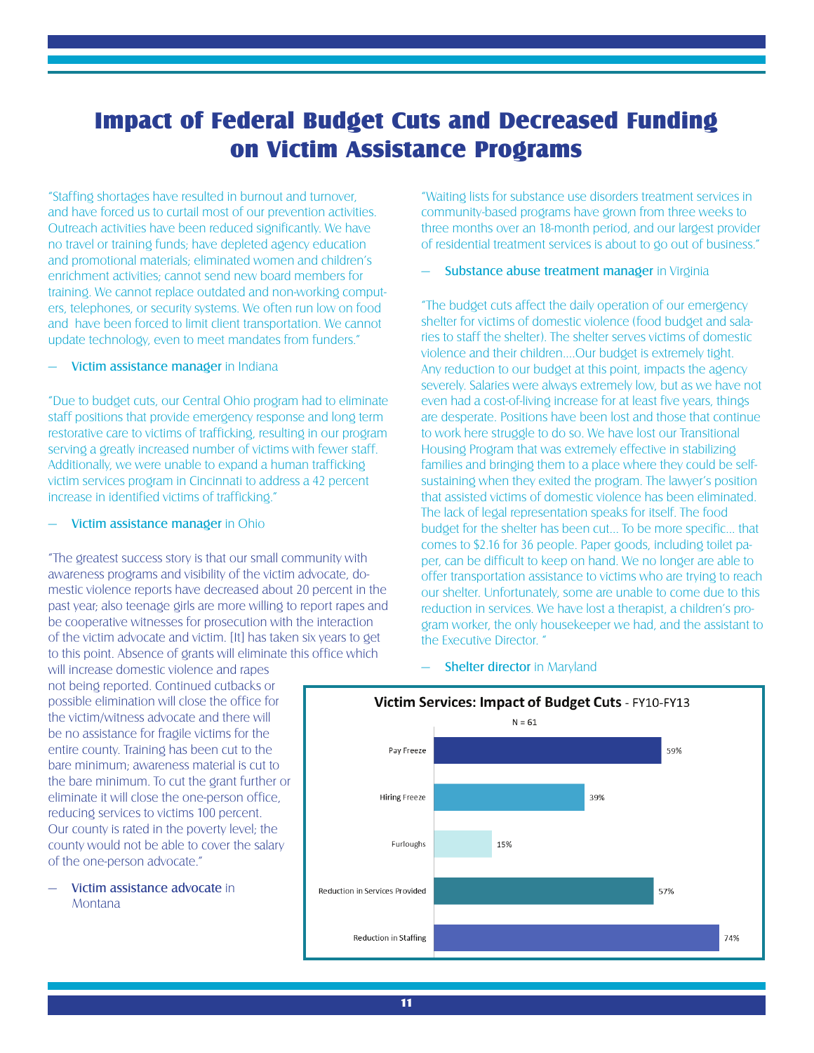# Impact of Federal Budget Cuts and Decreased Funding on Victim Assistance Programs

"Staffing shortages have resulted in burnout and turnover, and have forced us to curtail most of our prevention activities. Outreach activities have been reduced significantly. We have no travel or training funds; have depleted agency education and promotional materials; eliminated women and children's enrichment activities; cannot send new board members for training. We cannot replace outdated and non-working computers, telephones, or security systems. We often run low on food and have been forced to limit client transportation. We cannot update technology, even to meet mandates from funders."

— **Victim assistance manager** in Indiana

"Due to budget cuts, our Central Ohio program had to eliminate staff positions that provide emergency response and long term restorative care to victims of trafficking, resulting in our program serving a greatly increased number of victims with fewer staff. Additionally, we were unable to expand a human trafficking victim services program in Cincinnati to address a 42 percent increase in identified victims of trafficking."

— **Victim assistance manager** in Ohio

"The greatest success story is that our small community with awareness programs and visibility of the victim advocate, domestic violence reports have decreased about 20 percent in the past year; also teenage girls are more willing to report rapes and be cooperative witnesses for prosecution with the interaction of the victim advocate and victim. [It] has taken six years to get to this point. Absence of grants will eliminate this office which will increase domestic violence and rapes not being reported. Continued cutbacks or possible elimination will close the office for the victim/witness advocate and there will be no assistance for fragile victims for the entire county. Training has been cut to the bare minimum; awareness material is cut to the bare minimum. To cut the grant further or eliminate it will close the one-person office, reducing services to victims 100 percent. Our county is rated in the poverty level; the county would not be able to cover the salary of the one-person advocate."

— **Victim assistance advocate** in Montana

"Waiting lists for substance use disorders treatment services in community-based programs have grown from three weeks to three months over an 18-month period, and our largest provider of residential treatment services is about to go out of business."

— **Substance abuse treatment manager** in Virginia

"The budget cuts affect the daily operation of our emergency shelter for victims of domestic violence (food budget and salaries to staff the shelter). The shelter serves victims of domestic violence and their children....Our budget is extremely tight. Any reduction to our budget at this point, impacts the agency severely. Salaries were always extremely low, but as we have not even had a cost-of-living increase for at least five years, things are desperate. Positions have been lost and those that continue to work here struggle to do so. We have lost our Transitional Housing Program that was extremely effective in stabilizing families and bringing them to a place where they could be self-sustaining when they exited the program. The lawyer's position that assisted victims of domestic violence has been eliminated. The lack of legal representation speaks for itself. The food budget for the shelter has been cut... To be more specific... that comes to $2.16 for 36 people. Paper goods, including toilet paper, can be difficult to keep on hand. We no longer are able to offer transportation assistance to victims who are trying to reach our shelter. Unfortunately, some are unable to come due to this reduction in services. We have lost a therapist, a children's program worker, the only housekeeper we had, and the assistant to the Executive Director. "

— **Shelter director** in Maryland

**Victim Services: Impact of Budget Cuts** - FY10-FY13

N = 61

| Impact | Percent |
|---|---|
| Pay Freeze | 59% |
| Hiring Freeze | 39% |
| Furloughs | 15% |
| Reduction in Services Provided | 57% |
| Reduction in Staffing | 74% |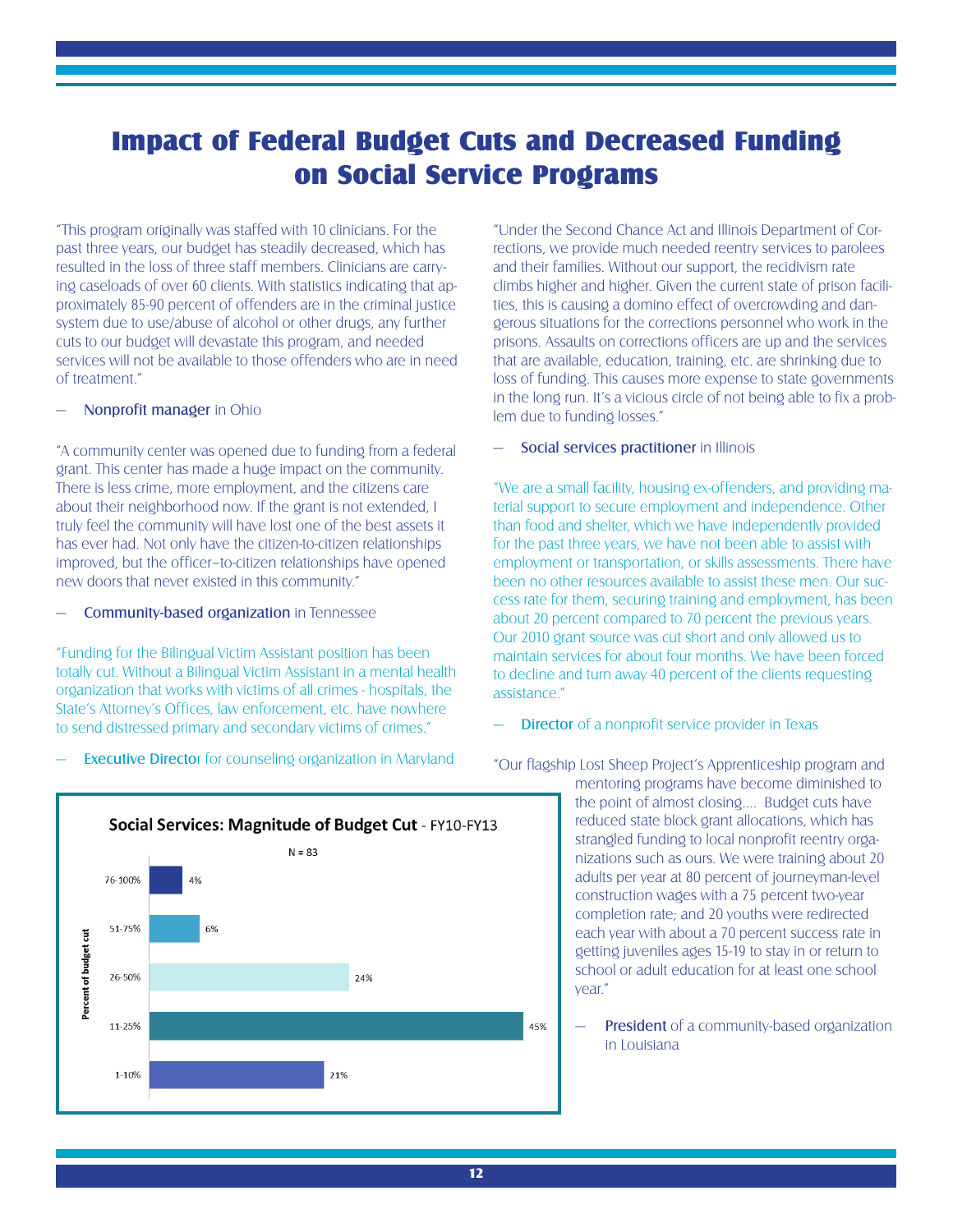# Impact of Federal Budget Cuts and Decreased Funding on Social Service Programs

"This program originally was staffed with 10 clinicians. For the past three years, our budget has steadily decreased, which has resulted in the loss of three staff members. Clinicians are carrying caseloads of over 60 clients. With statistics indicating that approximately 85-90 percent of offenders are in the criminal justice system due to use/abuse of alcohol or other drugs, any further cuts to our budget will devastate this program, and needed services will not be available to those offenders who are in need of treatment."

— **Nonprofit manager** in Ohio

"A community center was opened due to funding from a federal grant. This center has made a huge impact on the community. There is less crime, more employment, and the citizens care about their neighborhood now. If the grant is not extended, I truly feel the community will have lost one of the best assets it has ever had. Not only have the citizen-to-citizen relationships improved, but the officer–to-citizen relationships have opened new doors that never existed in this community."

— **Community-based organization** in Tennessee

"Funding for the Bilingual Victim Assistant position has been totally cut. Without a Bilingual Victim Assistant in a mental health organization that works with victims of all crimes - hospitals, the State's Attorney's Offices, law enforcement, etc. have nowhere to send distressed primary and secondary victims of crimes."

— **Executive Director** for counseling organization in Maryland

**Social Services: Magnitude of Budget Cut** - FY10-FY13

N = 83

Percent of budget cut

76-100% 4%

51-75% 6%

26-50% 24%

11-25% 45%

1-10% 21%

"Under the Second Chance Act and Illinois Department of Corrections, we provide much needed reentry services to parolees and their families. Without our support, the recidivism rate climbs higher and higher. Given the current state of prison facilities, this is causing a domino effect of overcrowding and dangerous situations for the corrections personnel who work in the prisons. Assaults on corrections officers are up and the services that are available, education, training, etc. are shrinking due to loss of funding. This causes more expense to state governments in the long run. It's a vicious circle of not being able to fix a problem due to funding losses."

— **Social services practitioner** in Illinois

"We are a small facility, housing ex-offenders, and providing material support to secure employment and independence. Other than food and shelter, which we have independently provided for the past three years, we have not been able to assist with employment or transportation, or skills assessments. There have been no other resources available to assist these men. Our success rate for them, securing training and employment, has been about 20 percent compared to 70 percent the previous years. Our 2010 grant source was cut short and only allowed us to maintain services for about four months. We have been forced to decline and turn away 40 percent of the clients requesting assistance."

— **Director** of a nonprofit service provider in Texas

"Our flagship Lost Sheep Project's Apprenticeship program and mentoring programs have become diminished to the point of almost closing.... Budget cuts have reduced state block grant allocations, which has strangled funding to local nonprofit reentry organizations such as ours. We were training about 20 adults per year at 80 percent of journeyman-level construction wages with a 75 percent two-year completion rate; and 20 youths were redirected each year with about a 70 percent success rate in getting juveniles ages 15-19 to stay in or return to school or adult education for at least one school year."

— **President** of a community-based organization in Louisiana